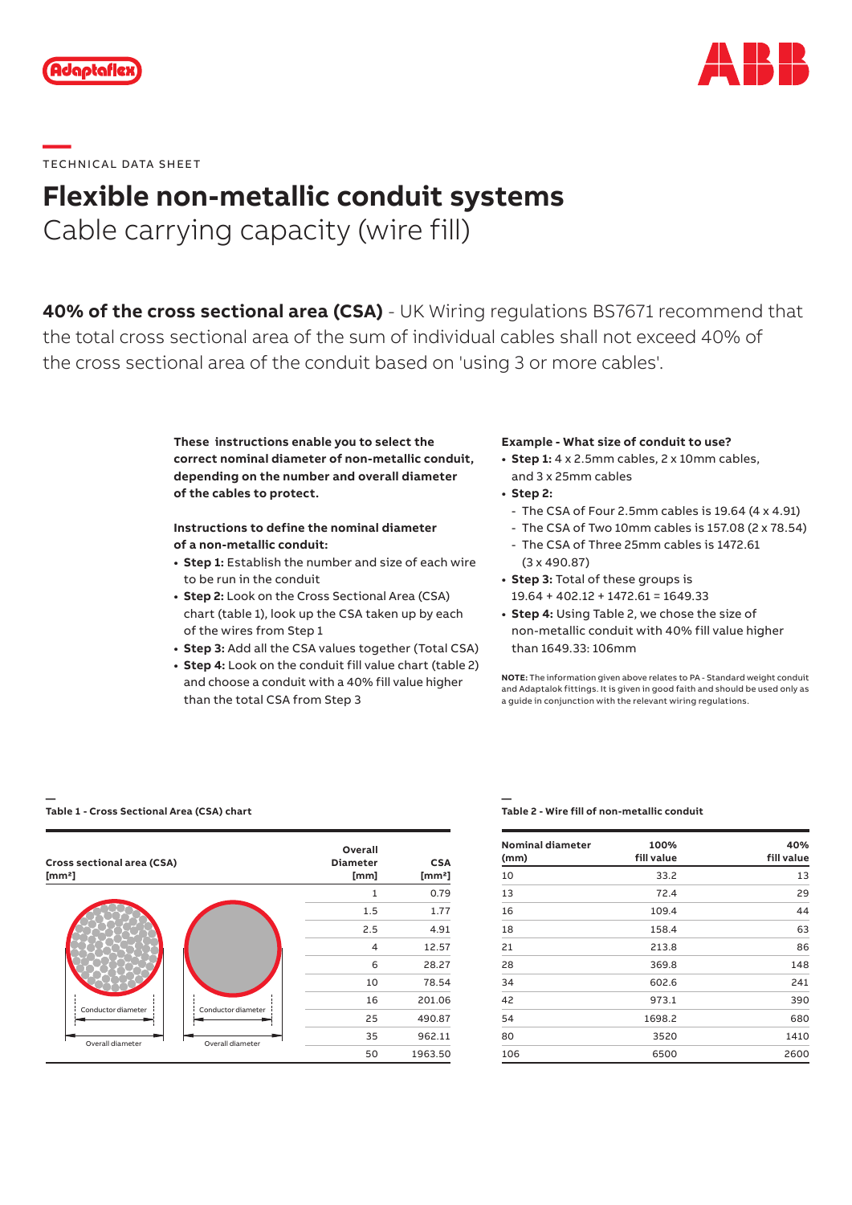TECHNICAL DATA SHEET

# Flexible non-metallic conduit systems

## Cable carrying capacity (wire fill)

**40% of the cross sectional area (CSA)** - UK Wiring regulations BS7671 recommend that the total cross sectional area of the sum of individual cables shall not exceed 40% of the cross sectional area of the conduit based on 'using 3 or more cables'.

**These instructions enable you to select the correct nominal diameter of non-metallic conduit, depending on the number and overall diameter of the cables to protect.**

**Instructions to define the nominal diameter of a non-metallic conduit:**

- **Step 1:** Establish the number and size of each wire to be run in the conduit
- **Step 2:** Look on the Cross Sectional Area (CSA) chart (table 1), look up the CSA taken up by each of the wires from Step 1
- **Step 3:** Add all the CSA values together (Total CSA)
- **Step 4:** Look on the conduit fill value chart (table 2) and choose a conduit with a 40% fill value higher than the total CSA from Step 3

**Example - What size of conduit to use?**

- **Step 1:** 4 x 2.5mm cables, 2 x 10mm cables, and 3 x 25mm cables
- **Step 2:**
  - The CSA of Four 2.5mm cables is 19.64 (4 x 4.91)
  - The CSA of Two 10mm cables is 157.08 (2 x 78.54)
  - The CSA of Three 25mm cables is 1472.61 (3 x 490.87)
- **Step 3:** Total of these groups is 19.64 + 402.12 + 1472.61 = 1649.33
- **Step 4:** Using Table 2, we chose the size of non-metallic conduit with 40% fill value higher than 1649.33: 106mm

**NOTE:** The information given above relates to PA - Standard weight conduit and Adaptalok fittings. It is given in good faith and should be used only as a guide in conjunction with the relevant wiring regulations.

**Table 1 - Cross Sectional Area (CSA) chart**

Cross sectional area (CSA) [mm²]

Conductor diameter — Overall diameter

| Overall Diameter [mm] | CSA [mm²] |
|---|---|
| 1 | 0.79 |
| 1.5 | 1.77 |
| 2.5 | 4.91 |
| 4 | 12.57 |
| 6 | 28.27 |
| 10 | 78.54 |
| 16 | 201.06 |
| 25 | 490.87 |
| 35 | 962.11 |
| 50 | 1963.50 |

**Table 2 - Wire fill of non-metallic conduit**

| Nominal diameter (mm) | 100% fill value | 40% fill value |
|---|---|---|
| 10 | 33.2 | 13 |
| 13 | 72.4 | 29 |
| 16 | 109.4 | 44 |
| 18 | 158.4 | 63 |
| 21 | 213.8 | 86 |
| 28 | 369.8 | 148 |
| 34 | 602.6 | 241 |
| 42 | 973.1 | 390 |
| 54 | 1698.2 | 680 |
| 80 | 3520 | 1410 |
| 106 | 6500 | 2600 |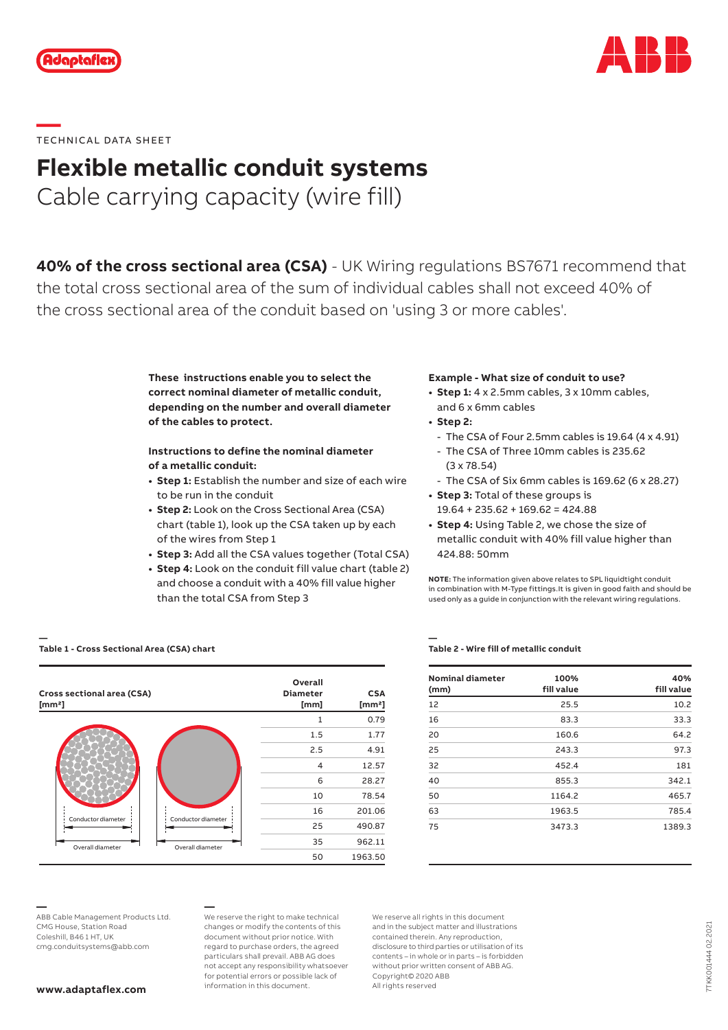TECHNICAL DATA SHEET

# Flexible metallic conduit systems

Cable carrying capacity (wire fill)

**40% of the cross sectional area (CSA)** - UK Wiring regulations BS7671 recommend that the total cross sectional area of the sum of individual cables shall not exceed 40% of the cross sectional area of the conduit based on 'using 3 or more cables'.

**These instructions enable you to select the correct nominal diameter of metallic conduit, depending on the number and overall diameter of the cables to protect.**

**Instructions to define the nominal diameter of a metallic conduit:**

- **Step 1:** Establish the number and size of each wire to be run in the conduit
- **Step 2:** Look on the Cross Sectional Area (CSA) chart (table 1), look up the CSA taken up by each of the wires from Step 1
- **Step 3:** Add all the CSA values together (Total CSA)
- **Step 4:** Look on the conduit fill value chart (table 2) and choose a conduit with a 40% fill value higher than the total CSA from Step 3

**Example - What size of conduit to use?**

- **Step 1:** 4 x 2.5mm cables, 3 x 10mm cables, and 6 x 6mm cables
- **Step 2:**
  - The CSA of Four 2.5mm cables is 19.64 (4 x 4.91)
  - The CSA of Three 10mm cables is 235.62 (3 x 78.54)
  - The CSA of Six 6mm cables is 169.62 (6 x 28.27)
- **Step 3:** Total of these groups is 19.64 + 235.62 + 169.62 = 424.88
- **Step 4:** Using Table 2, we chose the size of metallic conduit with 40% fill value higher than 424.88: 50mm

**NOTE:** The information given above relates to SPL liquidtight conduit in combination with M-Type fittings.It is given in good faith and should be used only as a guide in conjunction with the relevant wiring regulations.

**Table 1 - Cross Sectional Area (CSA) chart**

Cross sectional area (CSA) [mm²]

Conductor diameter

Overall diameter

Conductor diameter

Overall diameter

| Overall Diameter [mm] | CSA [mm²] |
|---|---|
| 1 | 0.79 |
| 1.5 | 1.77 |
| 2.5 | 4.91 |
| 4 | 12.57 |
| 6 | 28.27 |
| 10 | 78.54 |
| 16 | 201.06 |
| 25 | 490.87 |
| 35 | 962.11 |
| 50 | 1963.50 |

**Table 2 - Wire fill of metallic conduit**

| Nominal diameter (mm) | 100% fill value | 40% fill value |
|---|---|---|
| 12 | 25.5 | 10.2 |
| 16 | 83.3 | 33.3 |
| 20 | 160.6 | 64.2 |
| 25 | 243.3 | 97.3 |
| 32 | 452.4 | 181 |
| 40 | 855.3 | 342.1 |
| 50 | 1164.2 | 465.7 |
| 63 | 1963.5 | 785.4 |
| 75 | 3473.3 | 1389.3 |

ABB Cable Management Products Ltd.
CMG House, Station Road
Coleshill, B46 1 HT, UK
cmg.conduitsystems@abb.com

**www.adaptaflex.com**

We reserve the right to make technical changes or modify the contents of this document without prior notice. With regard to purchase orders, the agreed particulars shall prevail. ABB AG does not accept any responsibility whatsoever for potential errors or possible lack of information in this document.

We reserve all rights in this document and in the subject matter and illustrations contained therein. Any reproduction, disclosure to third parties or utilisation of its contents – in whole or in parts – is forbidden without prior written consent of ABB AG.
Copyright© 2020 ABB
All rights reserved

7TKK001444 02.2021